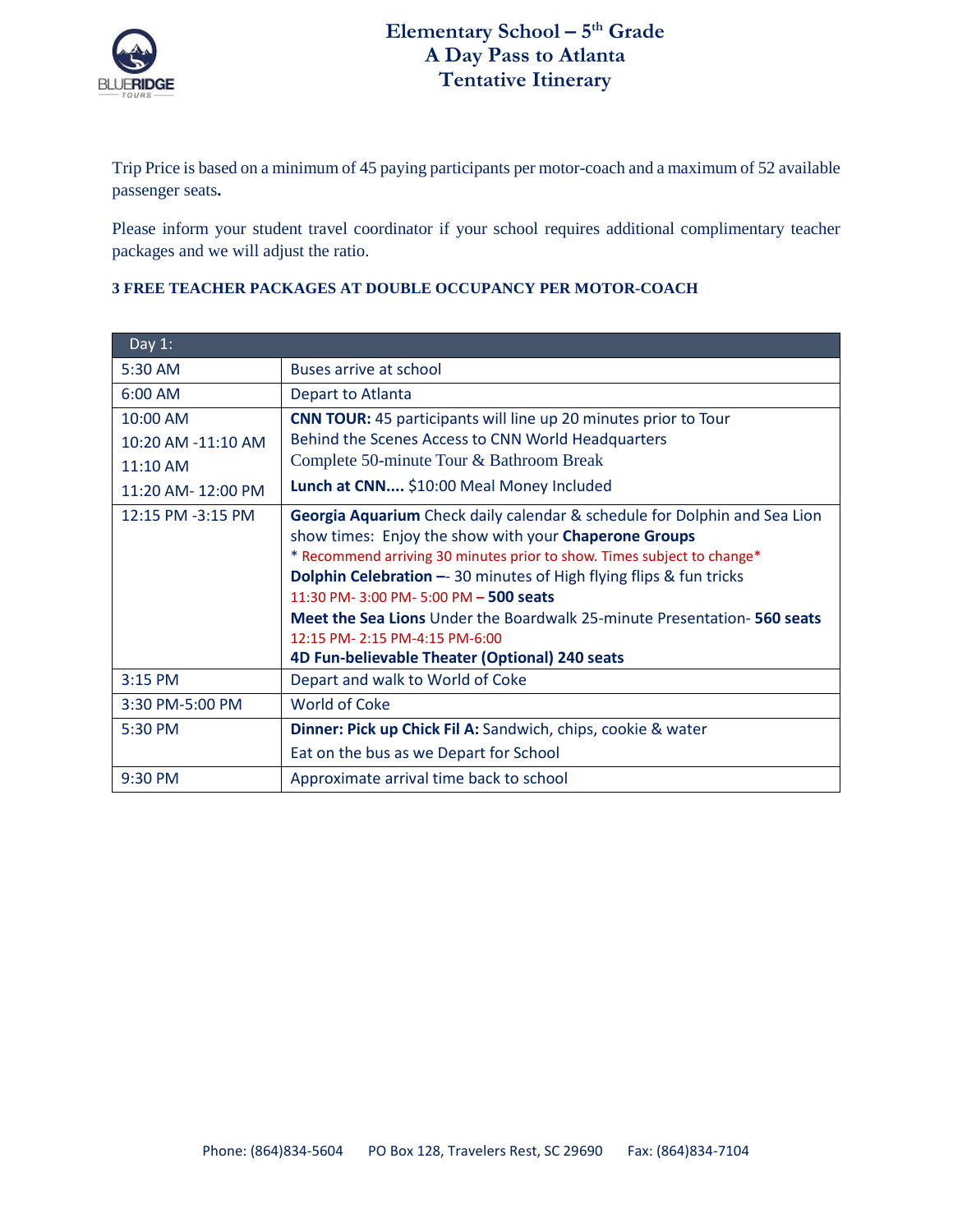# Elementary School – 5th Grade
# A Day Pass to Atlanta
# Tentative Itinerary

Trip Price is based on a minimum of 45 paying participants per motor-coach and a maximum of 52 available passenger seats**.**

Please inform your student travel coordinator if your school requires additional complimentary teacher packages and we will adjust the ratio.

**3 FREE TEACHER PACKAGES AT DOUBLE OCCUPANCY PER MOTOR-COACH**

| Day 1: | |
|---|---|
| 5:30 AM | Buses arrive at school |
| 6:00 AM | Depart to Atlanta |
| 10:00 AM<br>10:20 AM -11:10 AM<br>11:10 AM<br>11:20 AM- 12:00 PM | **CNN TOUR:** 45 participants will line up 20 minutes prior to Tour<br>Behind the Scenes Access to CNN World Headquarters<br>Complete 50-minute Tour & Bathroom Break<br>**Lunch at CNN....** $10:00 Meal Money Included |
| 12:15 PM -3:15 PM | **Georgia Aquarium** Check daily calendar & schedule for Dolphin and Sea Lion show times: Enjoy the show with your **Chaperone Groups**<br>* Recommend arriving 30 minutes prior to show. Times subject to change*<br>**Dolphin Celebration –**- 30 minutes of High flying flips & fun tricks<br>11:30 PM- 3:00 PM- 5:00 PM **– 500 seats**<br>**Meet the Sea Lions** Under the Boardwalk 25-minute Presentation- **560 seats**<br>12:15 PM- 2:15 PM-4:15 PM-6:00<br>**4D Fun-believable Theater (Optional) 240 seats** |
| 3:15 PM | Depart and walk to World of Coke |
| 3:30 PM-5:00 PM | World of Coke |
| 5:30 PM | **Dinner: Pick up Chick Fil A:** Sandwich, chips, cookie & water<br>Eat on the bus as we Depart for School |
| 9:30 PM | Approximate arrival time back to school |

Phone: (864)834-5604 PO Box 128, Travelers Rest, SC 29690 Fax: (864)834-7104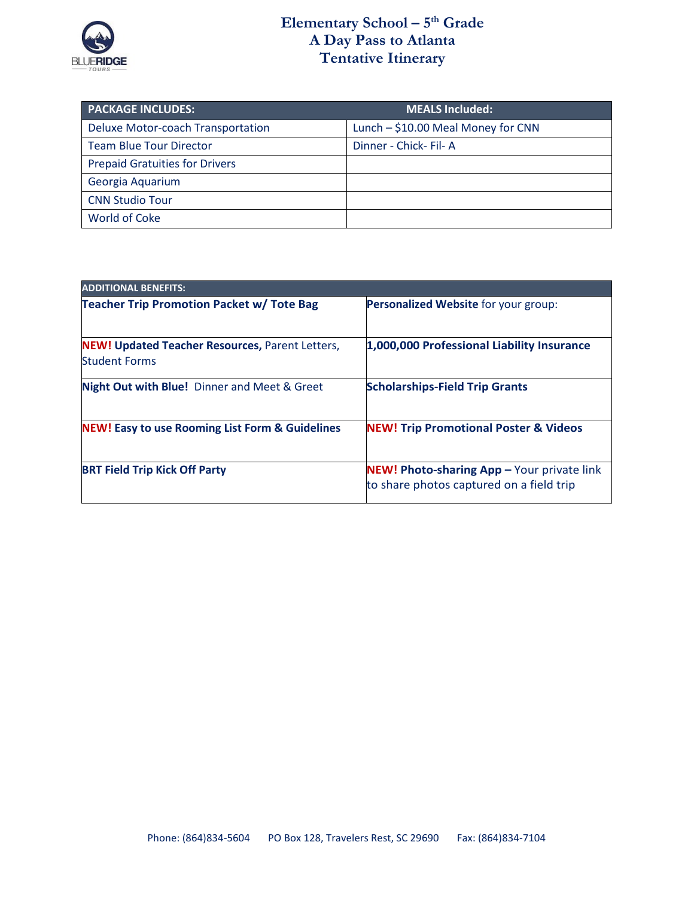# Elementary School – 5th Grade
# A Day Pass to Atlanta
# Tentative Itinerary

| PACKAGE INCLUDES: | MEALS Included: |
| --- | --- |
| Deluxe Motor-coach Transportation | Lunch – $10.00 Meal Money for CNN |
| Team Blue Tour Director | Dinner - Chick- Fil- A |
| Prepaid Gratuities for Drivers | |
| Georgia Aquarium | |
| CNN Studio Tour | |
| World of Coke | |

| ADDITIONAL BENEFITS: | |
| --- | --- |
| **Teacher Trip Promotion Packet w/ Tote Bag** | **Personalized Website** for your group: |
| **NEW! Updated Teacher Resources,** Parent Letters, Student Forms | **1,000,000 Professional Liability Insurance** |
| **Night Out with Blue!** Dinner and Meet & Greet | **Scholarships-Field Trip Grants** |
| **NEW! Easy to use Rooming List Form & Guidelines** | **NEW! Trip Promotional Poster & Videos** |
| **BRT Field Trip Kick Off Party** | **NEW! Photo-sharing App –** Your private link to share photos captured on a field trip |

Phone: (864)834-5604 PO Box 128, Travelers Rest, SC 29690 Fax: (864)834-7104